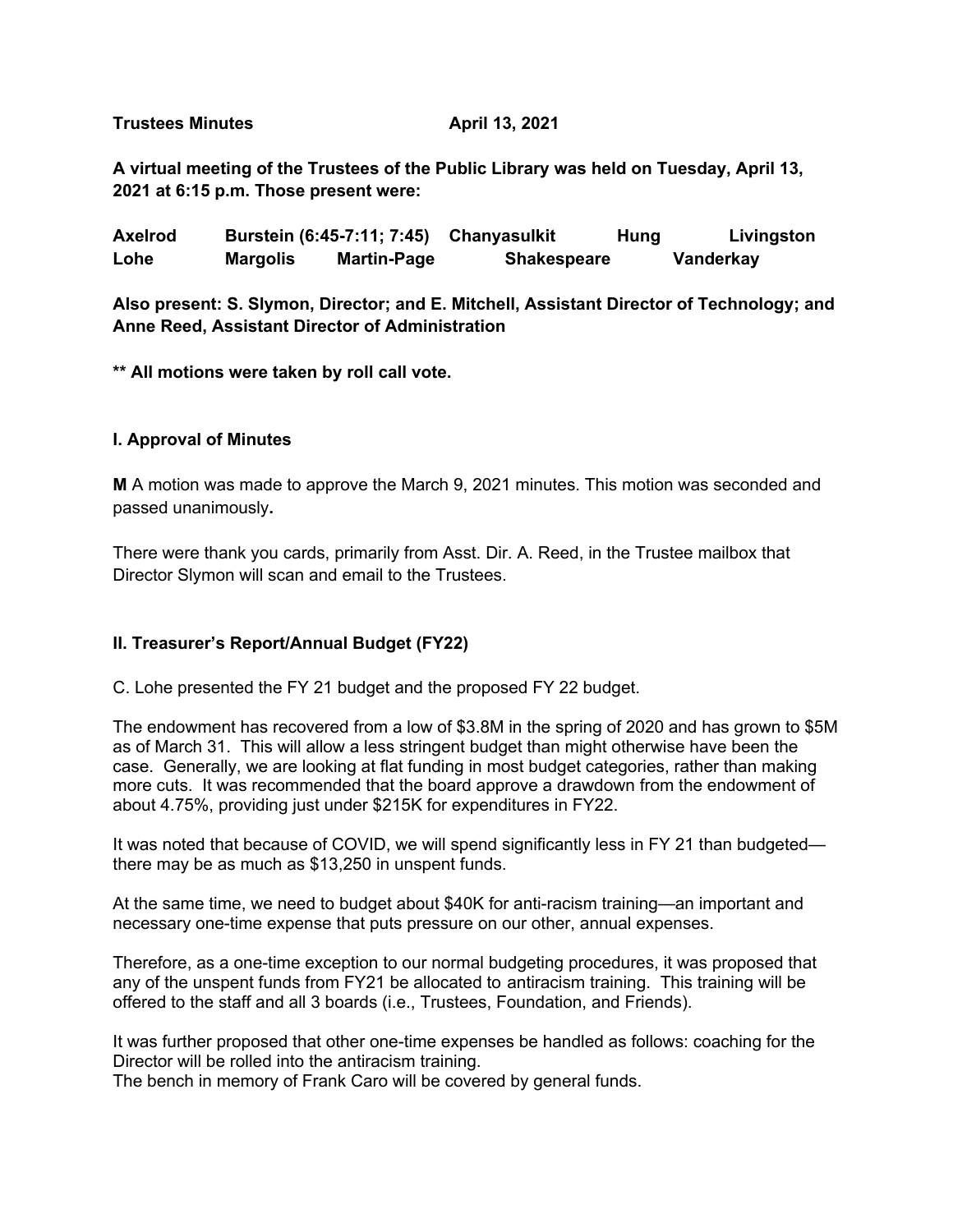**Trustees Minutes April 13, 2021**

**A virtual meeting of the Trustees of the Public Library was held on Tuesday, April 13, 2021 at 6:15 p.m. Those present were:**

**Axelrod Burstein (6:45-7:11; 7:45) Chanyasulkit Hung Livingston Lohe Margolis Martin-Page Shakespeare Vanderkay**

**Also present: S. Slymon, Director; and E. Mitchell, Assistant Director of Technology; and Anne Reed, Assistant Director of Administration**

**\*\* All motions were taken by roll call vote.**

## I. Approval of Minutes

**M** A motion was made to approve the March 9, 2021 minutes. This motion was seconded and passed unanimously**.**

There were thank you cards, primarily from Asst. Dir. A. Reed, in the Trustee mailbox that Director Slymon will scan and email to the Trustees.

## II. Treasurer's Report/Annual Budget (FY22)

C. Lohe presented the FY 21 budget and the proposed FY 22 budget.

The endowment has recovered from a low of $3.8M in the spring of 2020 and has grown to $5M as of March 31. This will allow a less stringent budget than might otherwise have been the case. Generally, we are looking at flat funding in most budget categories, rather than making more cuts. It was recommended that the board approve a drawdown from the endowment of about 4.75%, providing just under $215K for expenditures in FY22.

It was noted that because of COVID, we will spend significantly less in FY 21 than budgeted—there may be as much as $13,250 in unspent funds.

At the same time, we need to budget about $40K for anti-racism training—an important and necessary one-time expense that puts pressure on our other, annual expenses.

Therefore, as a one-time exception to our normal budgeting procedures, it was proposed that any of the unspent funds from FY21 be allocated to antiracism training. This training will be offered to the staff and all 3 boards (i.e., Trustees, Foundation, and Friends).

It was further proposed that other one-time expenses be handled as follows: coaching for the Director will be rolled into the antiracism training.
The bench in memory of Frank Caro will be covered by general funds.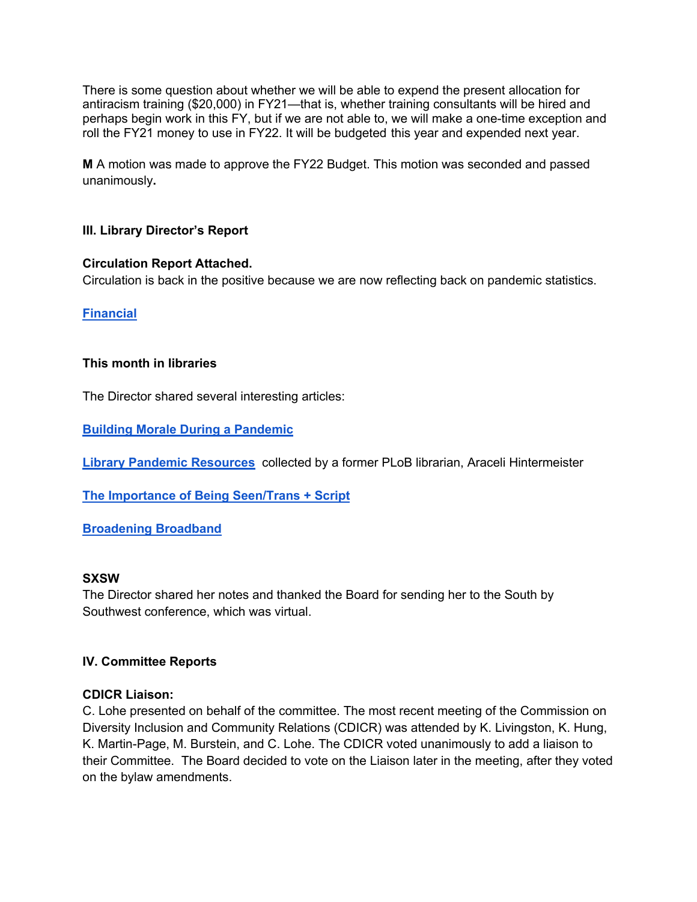There is some question about whether we will be able to expend the present allocation for antiracism training ($20,000) in FY21—that is, whether training consultants will be hired and perhaps begin work in this FY, but if we are not able to, we will make a one-time exception and roll the FY21 money to use in FY22. It will be budgeted this year and expended next year.

**M** A motion was made to approve the FY22 Budget. This motion was seconded and passed unanimously**.**

### III. Library Director's Report

**Circulation Report Attached.**

Circulation is back in the positive because we are now reflecting back on pandemic statistics.

**Financial**

**This month in libraries**

The Director shared several interesting articles:

**Building Morale During a Pandemic**

**Library Pandemic Resources** collected by a former PLoB librarian, Araceli Hintermeister

**The Importance of Being Seen/Trans + Script**

**Broadening Broadband**

**SXSW**

The Director shared her notes and thanked the Board for sending her to the South by Southwest conference, which was virtual.

### IV. Committee Reports

**CDICR Liaison:**

C. Lohe presented on behalf of the committee. The most recent meeting of the Commission on Diversity Inclusion and Community Relations (CDICR) was attended by K. Livingston, K. Hung, K. Martin-Page, M. Burstein, and C. Lohe. The CDICR voted unanimously to add a liaison to their Committee. The Board decided to vote on the Liaison later in the meeting, after they voted on the bylaw amendments.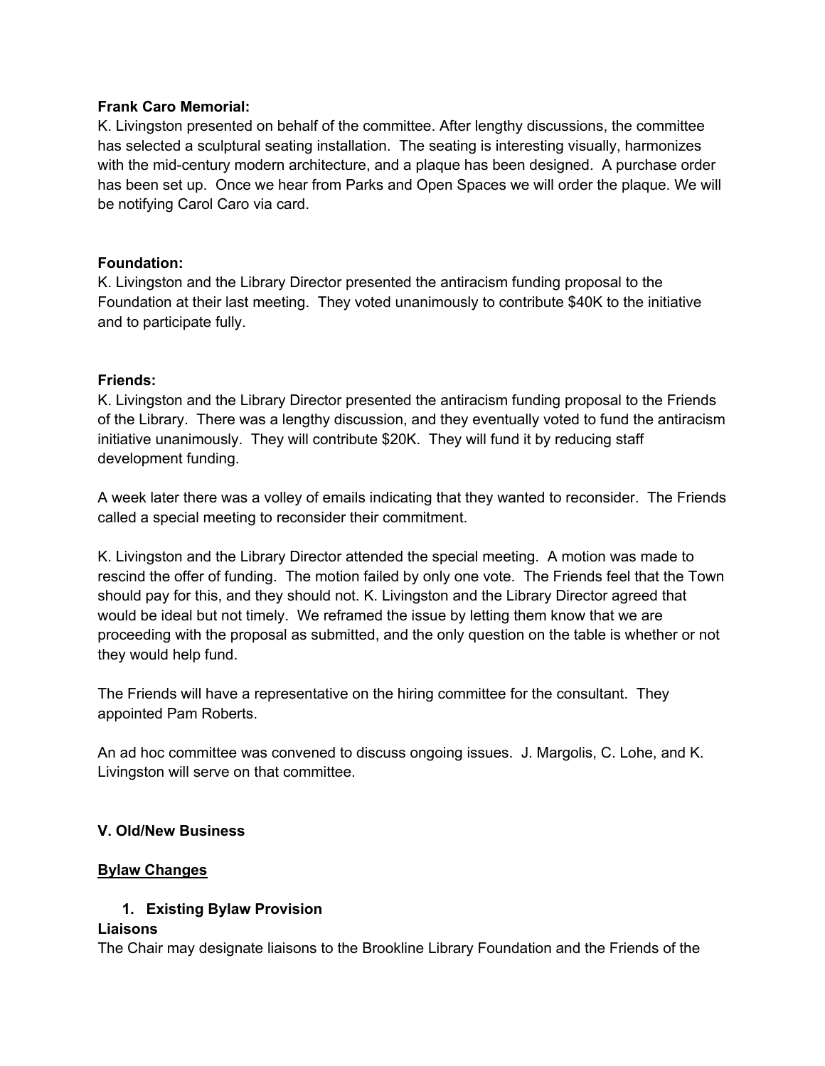**Frank Caro Memorial:**
K. Livingston presented on behalf of the committee. After lengthy discussions, the committee has selected a sculptural seating installation. The seating is interesting visually, harmonizes with the mid-century modern architecture, and a plaque has been designed. A purchase order has been set up. Once we hear from Parks and Open Spaces we will order the plaque. We will be notifying Carol Caro via card.

**Foundation:**
K. Livingston and the Library Director presented the antiracism funding proposal to the Foundation at their last meeting. They voted unanimously to contribute $40K to the initiative and to participate fully.

**Friends:**
K. Livingston and the Library Director presented the antiracism funding proposal to the Friends of the Library. There was a lengthy discussion, and they eventually voted to fund the antiracism initiative unanimously. They will contribute $20K. They will fund it by reducing staff development funding.

A week later there was a volley of emails indicating that they wanted to reconsider. The Friends called a special meeting to reconsider their commitment.

K. Livingston and the Library Director attended the special meeting. A motion was made to rescind the offer of funding. The motion failed by only one vote. The Friends feel that the Town should pay for this, and they should not. K. Livingston and the Library Director agreed that would be ideal but not timely. We reframed the issue by letting them know that we are proceeding with the proposal as submitted, and the only question on the table is whether or not they would help fund.

The Friends will have a representative on the hiring committee for the consultant. They appointed Pam Roberts.

An ad hoc committee was convened to discuss ongoing issues. J. Margolis, C. Lohe, and K. Livingston will serve on that committee.

## V. Old/New Business

**Bylaw Changes**

1. **Existing Bylaw Provision**

**Liaisons**
The Chair may designate liaisons to the Brookline Library Foundation and the Friends of the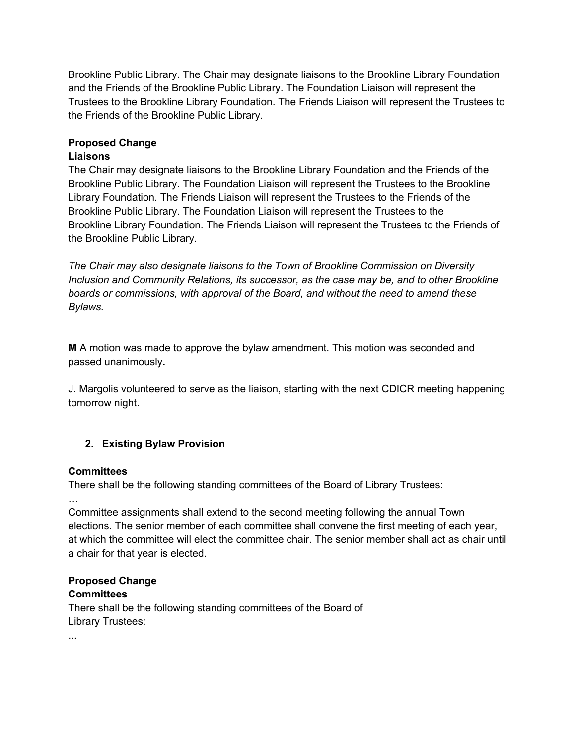Brookline Public Library. The Chair may designate liaisons to the Brookline Library Foundation and the Friends of the Brookline Public Library. The Foundation Liaison will represent the Trustees to the Brookline Library Foundation. The Friends Liaison will represent the Trustees to the Friends of the Brookline Public Library.

**Proposed Change**
**Liaisons**
The Chair may designate liaisons to the Brookline Library Foundation and the Friends of the Brookline Public Library. The Foundation Liaison will represent the Trustees to the Brookline Library Foundation. The Friends Liaison will represent the Trustees to the Friends of the Brookline Public Library. The Foundation Liaison will represent the Trustees to the Brookline Library Foundation. The Friends Liaison will represent the Trustees to the Friends of the Brookline Public Library.

*The Chair may also designate liaisons to the Town of Brookline Commission on Diversity Inclusion and Community Relations, its successor, as the case may be, and to other Brookline boards or commissions, with approval of the Board, and without the need to amend these Bylaws.*

**M** A motion was made to approve the bylaw amendment. This motion was seconded and passed unanimously**.**

J. Margolis volunteered to serve as the liaison, starting with the next CDICR meeting happening tomorrow night.

2. **Existing Bylaw Provision**

**Committees**
There shall be the following standing committees of the Board of Library Trustees:
…
Committee assignments shall extend to the second meeting following the annual Town elections. The senior member of each committee shall convene the first meeting of each year, at which the committee will elect the committee chair. The senior member shall act as chair until a chair for that year is elected.

**Proposed Change**
**Committees**
There shall be the following standing committees of the Board of Library Trustees:
...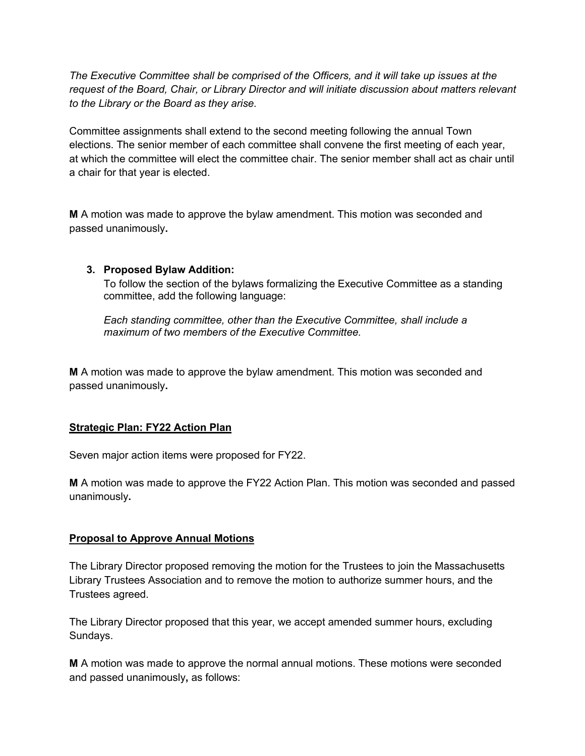*The Executive Committee shall be comprised of the Officers, and it will take up issues at the request of the Board, Chair, or Library Director and will initiate discussion about matters relevant to the Library or the Board as they arise.*

Committee assignments shall extend to the second meeting following the annual Town elections. The senior member of each committee shall convene the first meeting of each year, at which the committee will elect the committee chair. The senior member shall act as chair until a chair for that year is elected.

**M** A motion was made to approve the bylaw amendment. This motion was seconded and passed unanimously**.**

3. **Proposed Bylaw Addition:**

   To follow the section of the bylaws formalizing the Executive Committee as a standing committee, add the following language:

   *Each standing committee, other than the Executive Committee, shall include a maximum of two members of the Executive Committee.*

**M** A motion was made to approve the bylaw amendment. This motion was seconded and passed unanimously**.**

**<u>Strategic Plan: FY22 Action Plan</u>**

Seven major action items were proposed for FY22.

**M** A motion was made to approve the FY22 Action Plan. This motion was seconded and passed unanimously**.**

**<u>Proposal to Approve Annual Motions</u>**

The Library Director proposed removing the motion for the Trustees to join the Massachusetts Library Trustees Association and to remove the motion to authorize summer hours, and the Trustees agreed.

The Library Director proposed that this year, we accept amended summer hours, excluding Sundays.

**M** A motion was made to approve the normal annual motions. These motions were seconded and passed unanimously**,** as follows: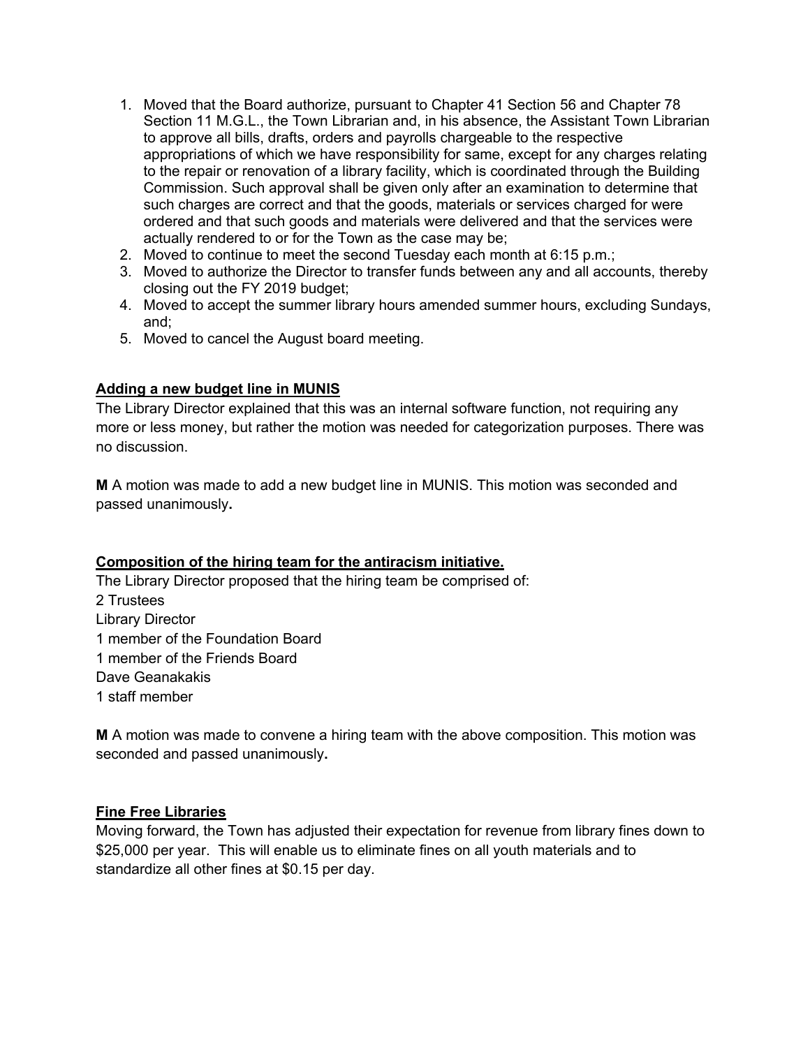1. Moved that the Board authorize, pursuant to Chapter 41 Section 56 and Chapter 78 Section 11 M.G.L., the Town Librarian and, in his absence, the Assistant Town Librarian to approve all bills, drafts, orders and payrolls chargeable to the respective appropriations of which we have responsibility for same, except for any charges relating to the repair or renovation of a library facility, which is coordinated through the Building Commission. Such approval shall be given only after an examination to determine that such charges are correct and that the goods, materials or services charged for were ordered and that such goods and materials were delivered and that the services were actually rendered to or for the Town as the case may be;
2. Moved to continue to meet the second Tuesday each month at 6:15 p.m.;
3. Moved to authorize the Director to transfer funds between any and all accounts, thereby closing out the FY 2019 budget;
4. Moved to accept the summer library hours amended summer hours, excluding Sundays, and;
5. Moved to cancel the August board meeting.

**Adding a new budget line in MUNIS**

The Library Director explained that this was an internal software function, not requiring any more or less money, but rather the motion was needed for categorization purposes. There was no discussion.

**M** A motion was made to add a new budget line in MUNIS. This motion was seconded and passed unanimously.

**Composition of the hiring team for the antiracism initiative.**

The Library Director proposed that the hiring team be comprised of:
2 Trustees
Library Director
1 member of the Foundation Board
1 member of the Friends Board
Dave Geanakakis
1 staff member

**M** A motion was made to convene a hiring team with the above composition. This motion was seconded and passed unanimously.

**Fine Free Libraries**

Moving forward, the Town has adjusted their expectation for revenue from library fines down to $25,000 per year. This will enable us to eliminate fines on all youth materials and to standardize all other fines at $0.15 per day.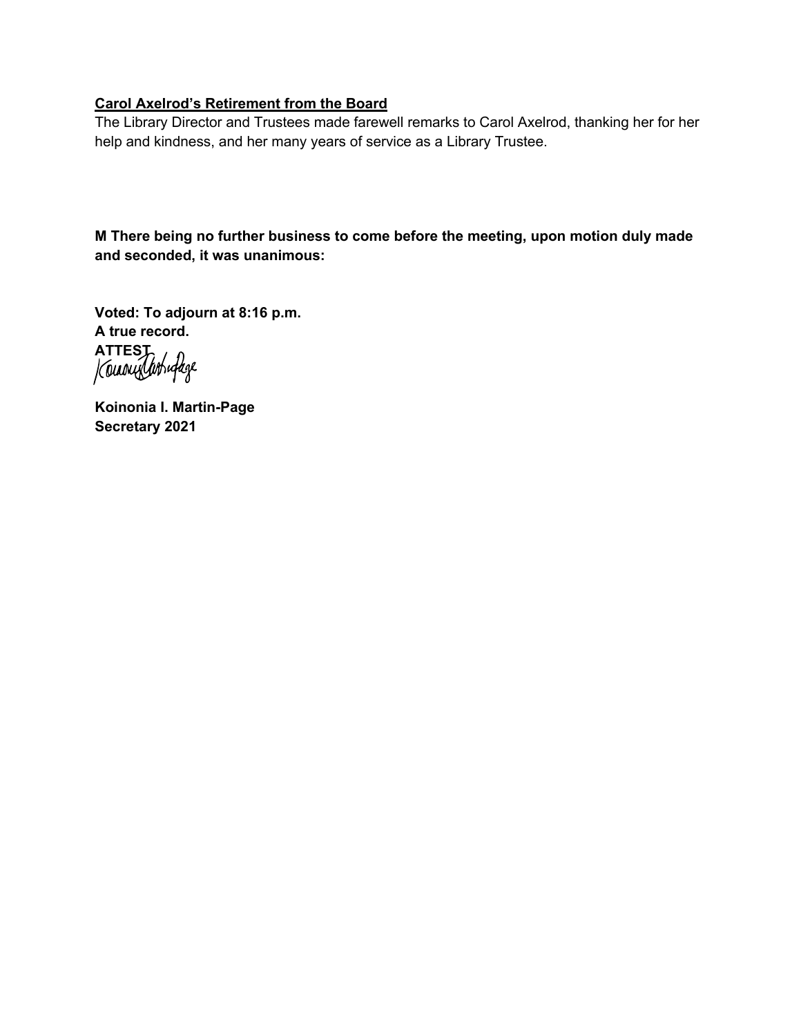**<u>Carol Axelrod's Retirement from the Board</u>**

The Library Director and Trustees made farewell remarks to Carol Axelrod, thanking her for her help and kindness, and her many years of service as a Library Trustee.

**M There being no further business to come before the meeting, upon motion duly made and seconded, it was unanimous:**

**Voted: To adjourn at 8:16 p.m.**
**A true record.**
**ATTEST**

**Koinonia I. Martin-Page**
**Secretary 2021**